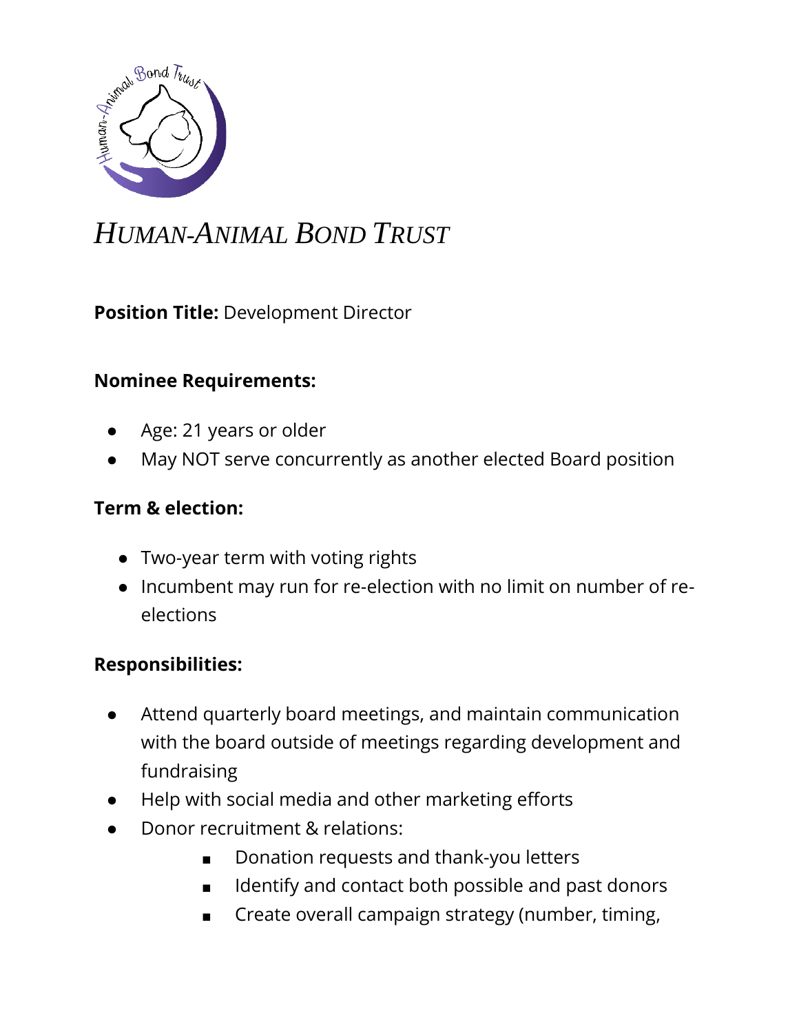# *HUMAN-ANIMAL BOND TRUST*

**Position Title:** Development Director

**Nominee Requirements:**

- Age: 21 years or older
- May NOT serve concurrently as another elected Board position

**Term & election:**

- Two-year term with voting rights
- Incumbent may run for re-election with no limit on number of re-elections

**Responsibilities:**

- Attend quarterly board meetings, and maintain communication with the board outside of meetings regarding development and fundraising
- Help with social media and other marketing efforts
- Donor recruitment & relations:
    - Donation requests and thank-you letters
    - Identify and contact both possible and past donors
    - Create overall campaign strategy (number, timing,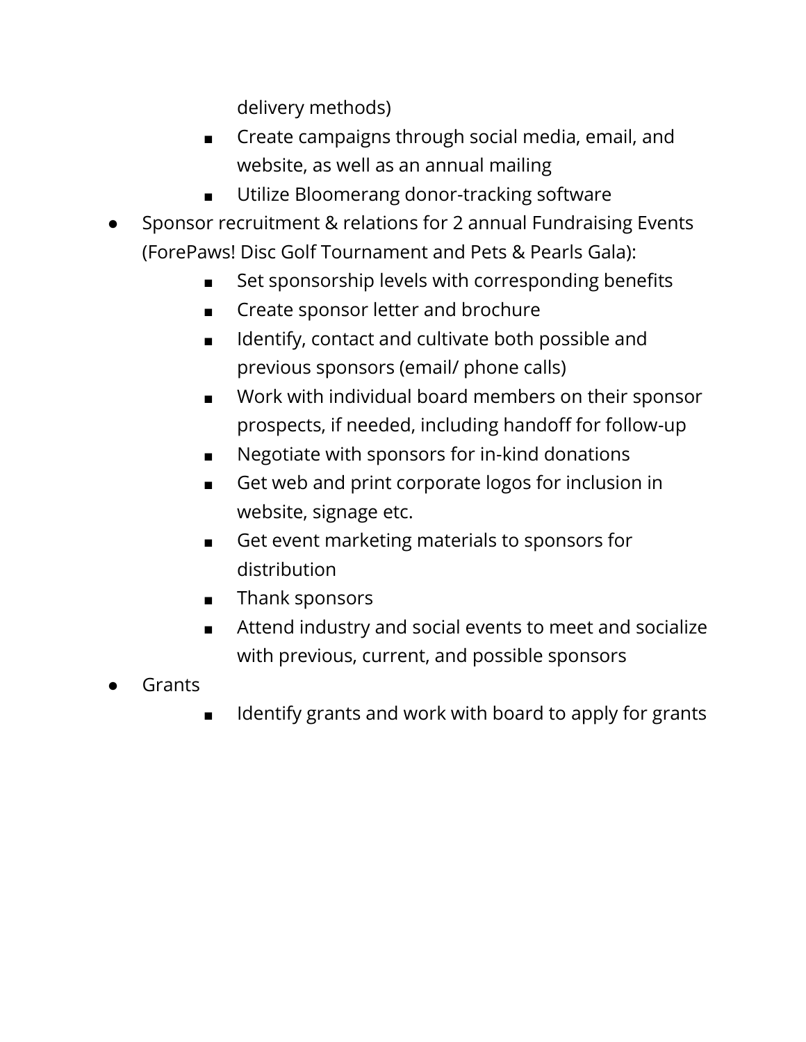delivery methods)

    - Create campaigns through social media, email, and website, as well as an annual mailing
    - Utilize Bloomerang donor-tracking software

- Sponsor recruitment & relations for 2 annual Fundraising Events (ForePaws! Disc Golf Tournament and Pets & Pearls Gala):
    - Set sponsorship levels with corresponding benefits
    - Create sponsor letter and brochure
    - Identify, contact and cultivate both possible and previous sponsors (email/ phone calls)
    - Work with individual board members on their sponsor prospects, if needed, including handoff for follow-up
    - Negotiate with sponsors for in-kind donations
    - Get web and print corporate logos for inclusion in website, signage etc.
    - Get event marketing materials to sponsors for distribution
    - Thank sponsors
    - Attend industry and social events to meet and socialize with previous, current, and possible sponsors
- Grants
    - Identify grants and work with board to apply for grants